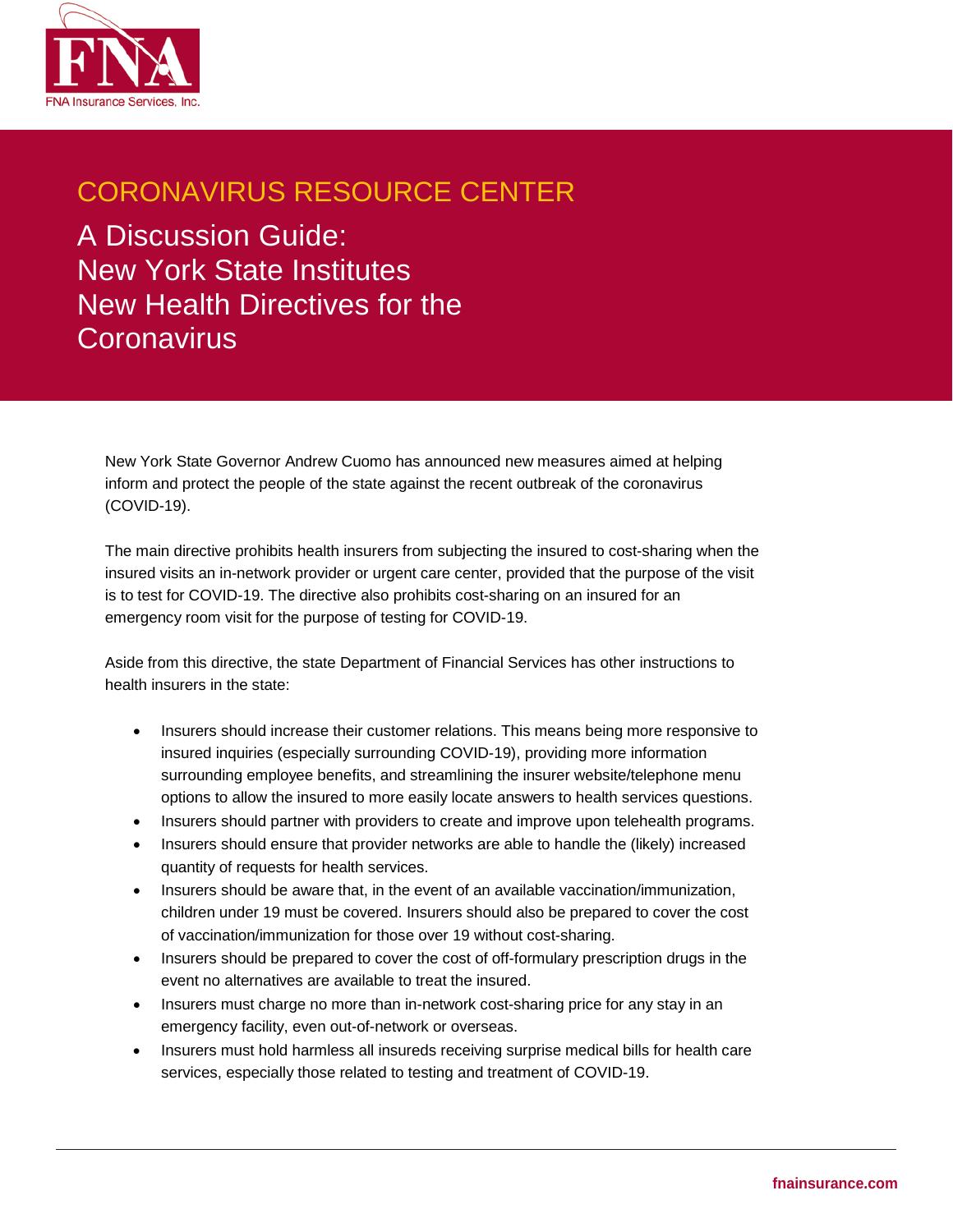FNA Insurance Services, Inc.

# CORONAVIRUS RESOURCE CENTER

## A Discussion Guide: New York State Institutes New Health Directives for the Coronavirus

New York State Governor Andrew Cuomo has announced new measures aimed at helping inform and protect the people of the state against the recent outbreak of the coronavirus (COVID-19).

The main directive prohibits health insurers from subjecting the insured to cost-sharing when the insured visits an in-network provider or urgent care center, provided that the purpose of the visit is to test for COVID-19. The directive also prohibits cost-sharing on an insured for an emergency room visit for the purpose of testing for COVID-19.

Aside from this directive, the state Department of Financial Services has other instructions to health insurers in the state:

- Insurers should increase their customer relations. This means being more responsive to insured inquiries (especially surrounding COVID-19), providing more information surrounding employee benefits, and streamlining the insurer website/telephone menu options to allow the insured to more easily locate answers to health services questions.
- Insurers should partner with providers to create and improve upon telehealth programs.
- Insurers should ensure that provider networks are able to handle the (likely) increased quantity of requests for health services.
- Insurers should be aware that, in the event of an available vaccination/immunization, children under 19 must be covered. Insurers should also be prepared to cover the cost of vaccination/immunization for those over 19 without cost-sharing.
- Insurers should be prepared to cover the cost of off-formulary prescription drugs in the event no alternatives are available to treat the insured.
- Insurers must charge no more than in-network cost-sharing price for any stay in an emergency facility, even out-of-network or overseas.
- Insurers must hold harmless all insureds receiving surprise medical bills for health care services, especially those related to testing and treatment of COVID-19.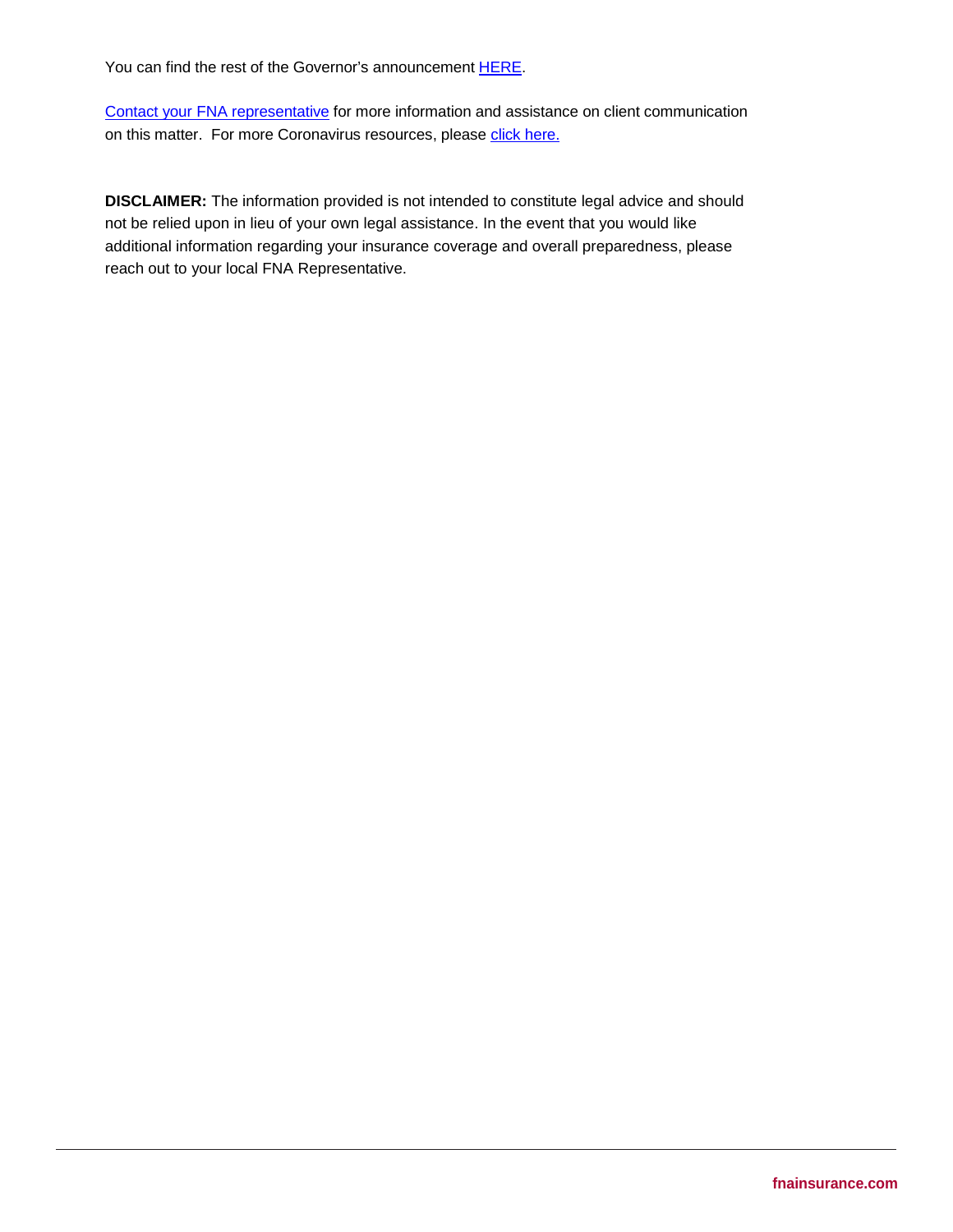You can find the rest of the Governor's announcement HERE.

Contact your FNA representative for more information and assistance on client communication on this matter. For more Coronavirus resources, please click here.

**DISCLAIMER:** The information provided is not intended to constitute legal advice and should not be relied upon in lieu of your own legal assistance. In the event that you would like additional information regarding your insurance coverage and overall preparedness, please reach out to your local FNA Representative.